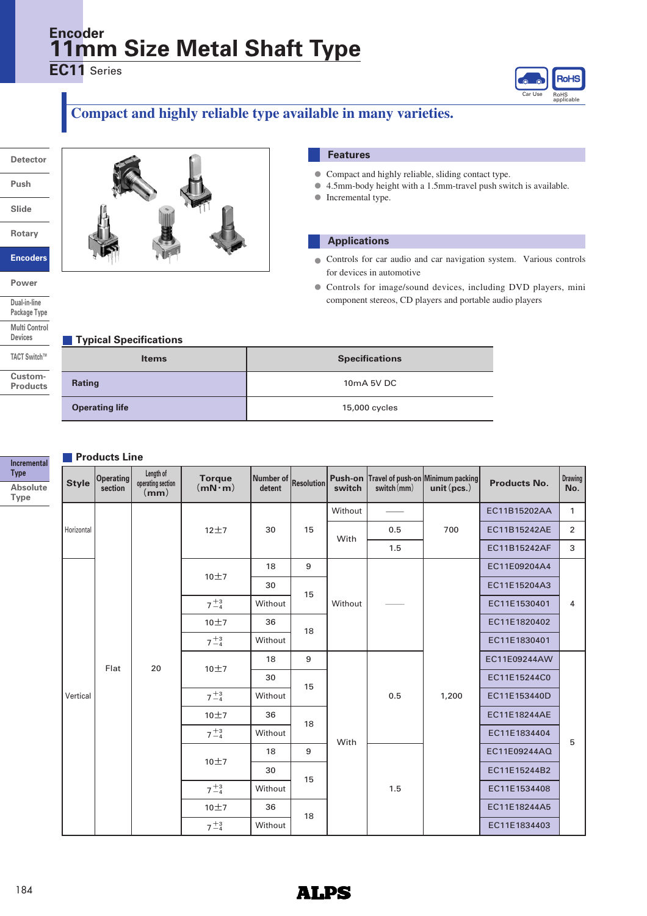# Encoder

# 11mm Size Metal Shaft Type

**EC11** Series

Car Use | RoHS applicable

## Compact and highly reliable type available in many varieties.

Detector
Push
Slide
Rotary
Encoders
Power
Dual-in-line Package Type
Multi Control Devices
TACT Switch™
Custom-Products

Incremental Type
Absolute Type

## Features

- Compact and highly reliable, sliding contact type.
- 4.5mm-body height with a 1.5mm-travel push switch is available.
- Incremental type.

## Applications

- Controls for car audio and car navigation system. Various controls for devices in automotive
- Controls for image/sound devices, including DVD players, mini component stereos, CD players and portable audio players

## Typical Specifications

| Items | Specifications |
|---|---|
| Rating | 10mA 5V DC |
| Operating life | 15,000 cycles |

## Products Line

| Style | Operating section | Length of operating section (mm) | Torque (mN·m) | Number of detent | Resolution | Push-on switch | Travel of push-on switch (mm) | Minimum packing unit (pcs.) | Products No. | Drawing No. |
|---|---|---|---|---|---|---|---|---|---|---|
| Horizontal | Flat | 20 | 12±7 | 30 | 15 | Without | —— | 700 | EC11B15202AA | 1 |
| | | | | | | With | 0.5 | | EC11B15242AE | 2 |
| | | | | | | | 1.5 | | EC11B15242AF | 3 |
| Vertical | | | 10±7 | 18 | 9 | Without | —— | 1,200 | EC11E09204A4 | 4 |
| | | | | 30 | 15 | | | | EC11E15204A3 | |
| | | | $7^{+3}_{-4}$ | Without | | | | | EC11E1530401 | |
| | | | 10±7 | 36 | 18 | | | | EC11E1820402 | |
| | | | $7^{+3}_{-4}$ | Without | | | | | EC11E1830401 | |
| | | | 10±7 | 18 | 9 | With | 0.5 | | EC11E09244AW | 5 |
| | | | | 30 | 15 | | | | EC11E15244C0 | |
| | | | $7^{+3}_{-4}$ | Without | | | | | EC11E153440D | |
| | | | 10±7 | 36 | 18 | | | | EC11E18244AE | |
| | | | $7^{+3}_{-4}$ | Without | | | | | EC11E1834404 | |
| | | | 10±7 | 18 | 9 | | 1.5 | | EC11E09244AQ | |
| | | | | 30 | 15 | | | | EC11E15244B2 | |
| | | | $7^{+3}_{-4}$ | Without | | | | | EC11E1534408 | |
| | | | 10±7 | 36 | 18 | | | | EC11E18244A5 | |
| | | | $7^{+3}_{-4}$ | Without | | | | | EC11E1834403 | |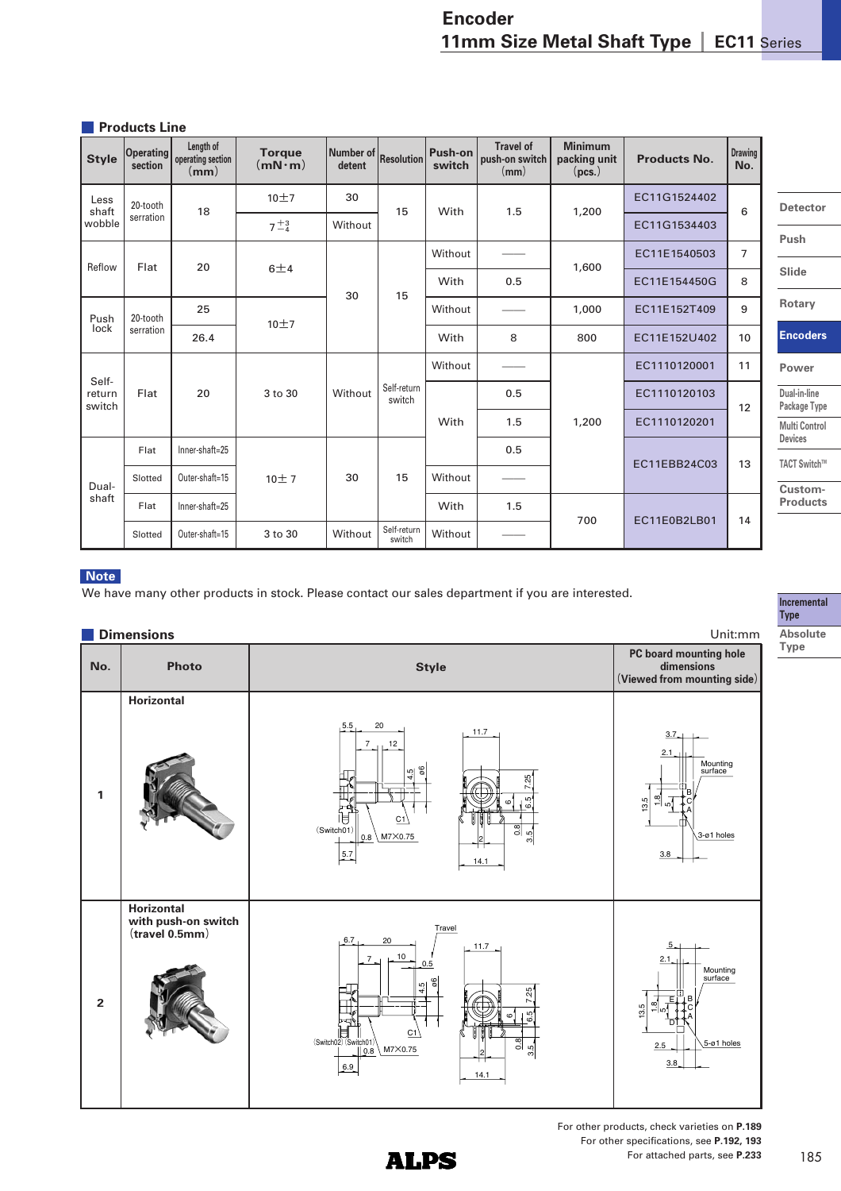# Encoder
## 11mm Size Metal Shaft Type | EC11 Series

### Products Line

| Style | Operating section | Length of operating section (mm) | Torque (mN·m) | Number of detent | Resolution | Push-on switch | Travel of push-on switch (mm) | Minimum packing unit (pcs.) | Products No. | Drawing No. |
|---|---|---|---|---|---|---|---|---|---|---|
| Less shaft wobble | 20-tooth serration | 18 | 10±7 | 30 | 15 | With | 1.5 | 1,200 | EC11G1524402 | 6 |
| | | | $7^{+3}_{-4}$ | Without | | | | | EC11G1534403 | |
| Reflow | Flat | 20 | 6±4 | 30 | 15 | Without | —— | 1,600 | EC11E1540503 | 7 |
| | | | | | | With | 0.5 | | EC11E154450G | 8 |
| Push lock | 20-tooth serration | 25 | 10±7 | | | Without | —— | 1,000 | EC11E152T409 | 9 |
| | | 26.4 | | | | With | 8 | 800 | EC11E152U402 | 10 |
| Self-return switch | Flat | 20 | 3 to 30 | Without | Self-return switch | Without | —— | 1,200 | EC1110120001 | 11 |
| | | | | | | With | 0.5 | | EC1110120103 | 12 |
| | | | | | | | 1.5 | | EC1110120201 | |
| Dual-shaft | Flat | Inner-shaft=25 | 10± 7 | 30 | 15 | | 0.5 | | EC11EBB24C03 | 13 |
| | Slotted | Outer-shaft=15 | | | | Without | —— | | | |
| | Flat | Inner-shaft=25 | | | | With | 1.5 | 700 | EC11E0B2LB01 | 14 |
| | Slotted | Outer-shaft=15 | 3 to 30 | Without | Self-return switch | Without | —— | | | |

**Note**

We have many other products in stock. Please contact our sales department if you are interested.

### Dimensions

Unit:mm

| No. | Photo | Style | PC board mounting hole dimensions (Viewed from mounting side) |
|---|---|---|---|
| 1 | Horizontal | | |
| 2 | Horizontal with push-on switch (travel 0.5mm) | | |

For other products, check varieties on **P.189**
For other specifications, see **P.192, 193**
For attached parts, see **P.233**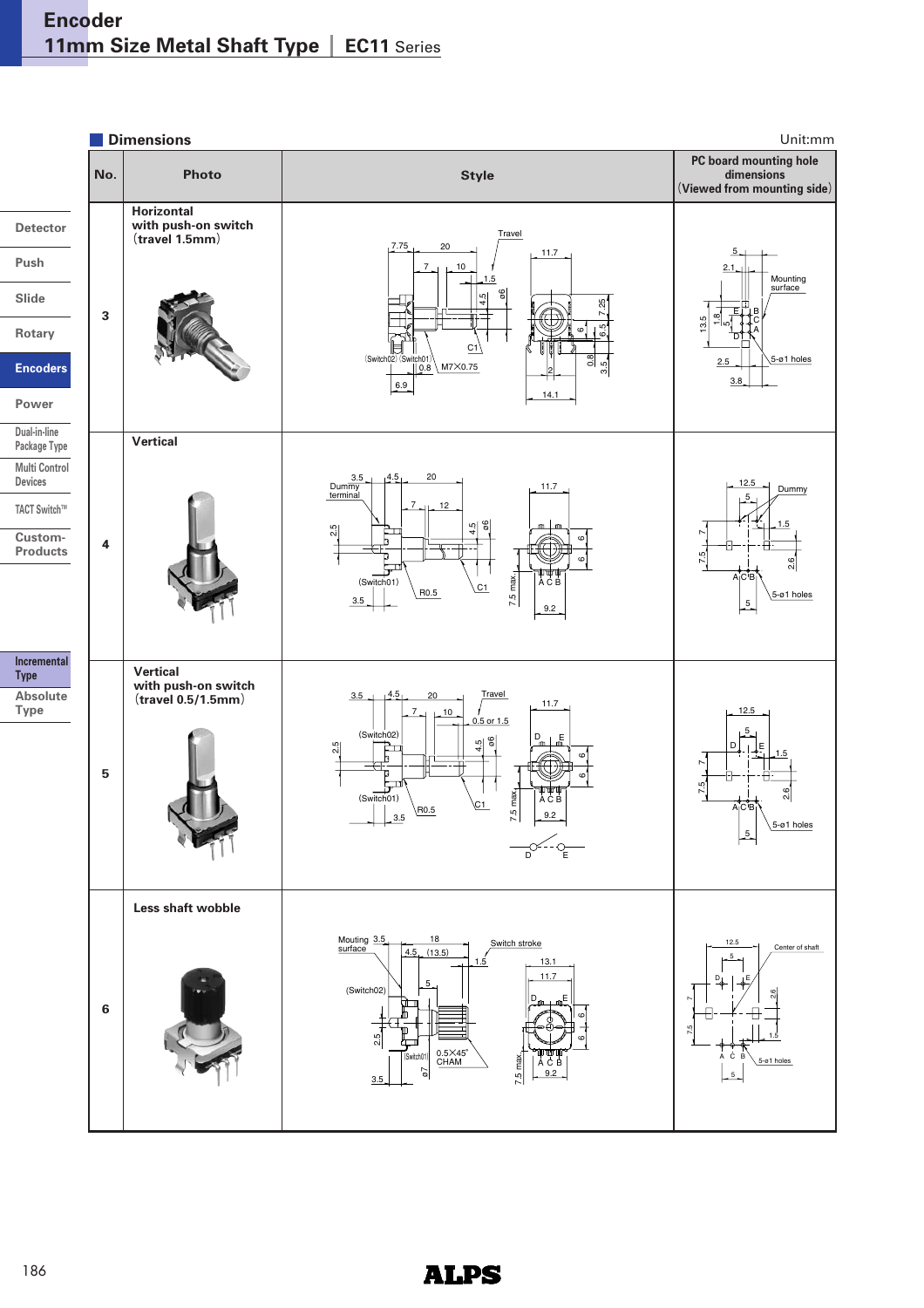# Encoder
## 11mm Size Metal Shaft Type | EC11 Series

### Dimensions

Unit:mm

| No. | Photo | Style | PC board mounting hole dimensions (Viewed from mounting side) |
|---|---|---|---|
| 3 | Horizontal with push-on switch (travel 1.5mm) | | |
| 4 | Vertical | | |
| 5 | Vertical with push-on switch (travel 0.5/1.5mm) | | |
| 6 | Less shaft wobble | | |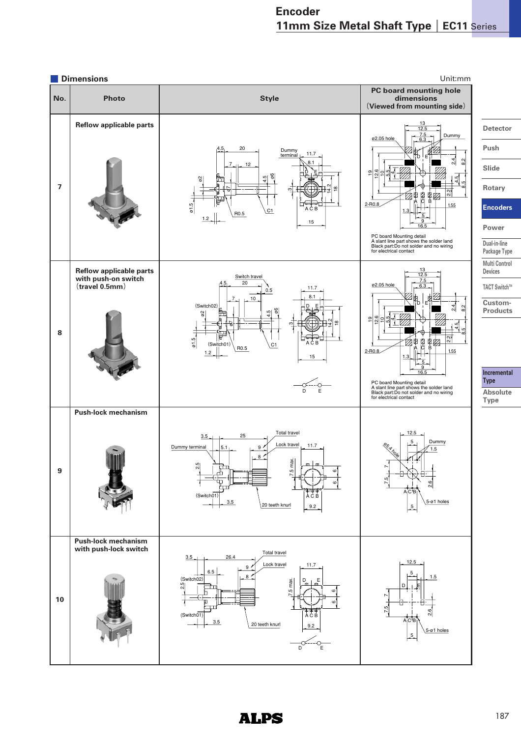## Dimensions

Unit:mm

| No. | Photo | Style | PC board mounting hole dimensions (Viewed from mounting side) |
|---|---|---|---|
| 7 | Reflow applicable parts | | PC board Mounting detail<br>A slant line part shows the solder land<br>Black part:Do not solder and no wiring for electrical contact |
| 8 | Reflow applicable parts with push-on switch (travel 0.5mm) | | PC board Mounting detail<br>A slant line part shows the solder land<br>Black part:Do not solder and no wiring for electrical contact |
| 9 | Push-lock mechanism | | |
| 10 | Push-lock mechanism with push-lock switch | | |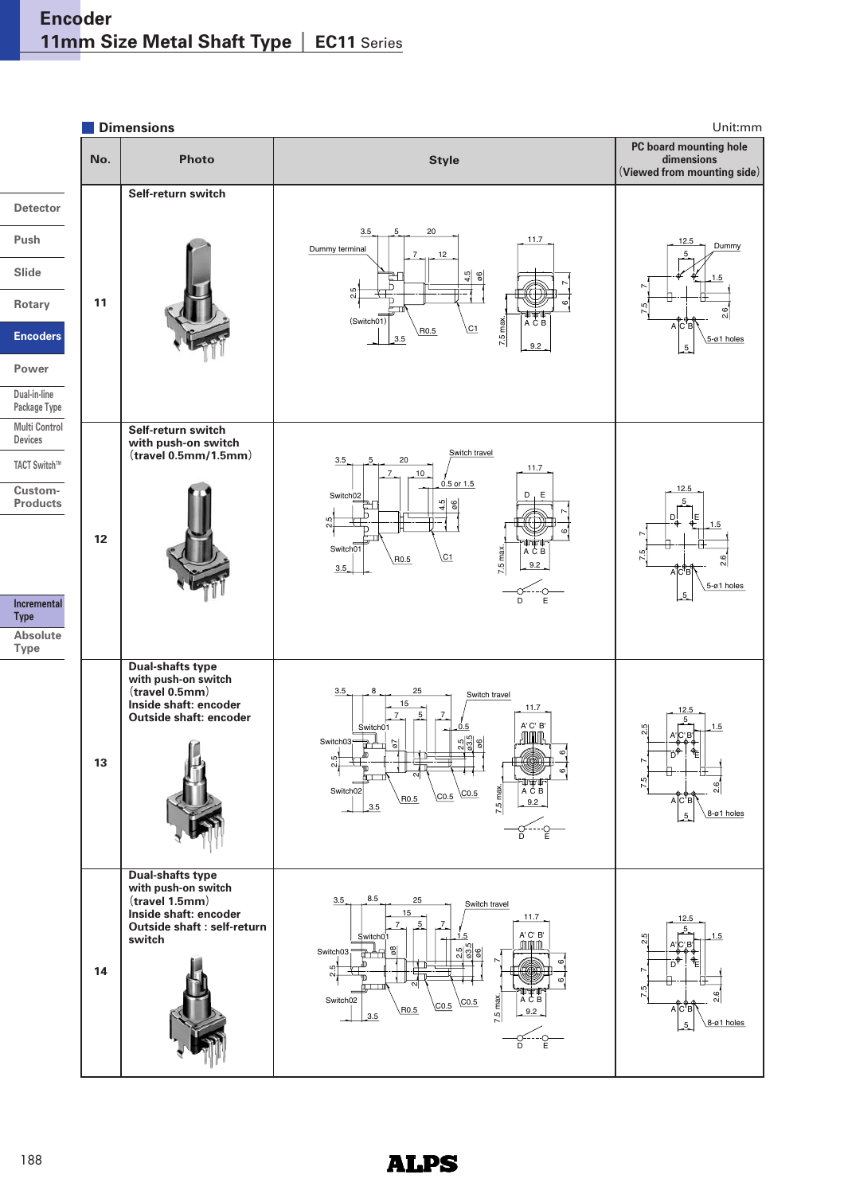# Encoder

## 11mm Size Metal Shaft Type | EC11 Series

### Dimensions

Unit:mm

| No. | Photo | Style | PC board mounting hole dimensions (Viewed from mounting side) |
|---|---|---|---|
| 11 | Self-return switch | | |
| 12 | Self-return switch with push-on switch (travel 0.5mm/1.5mm) | | |
| 13 | Dual-shafts type with push-on switch (travel 0.5mm) Inside shaft: encoder Outside shaft: encoder | | |
| 14 | Dual-shafts type with push-on switch (travel 1.5mm) Inside shaft: encoder Outside shaft : self-return switch | | |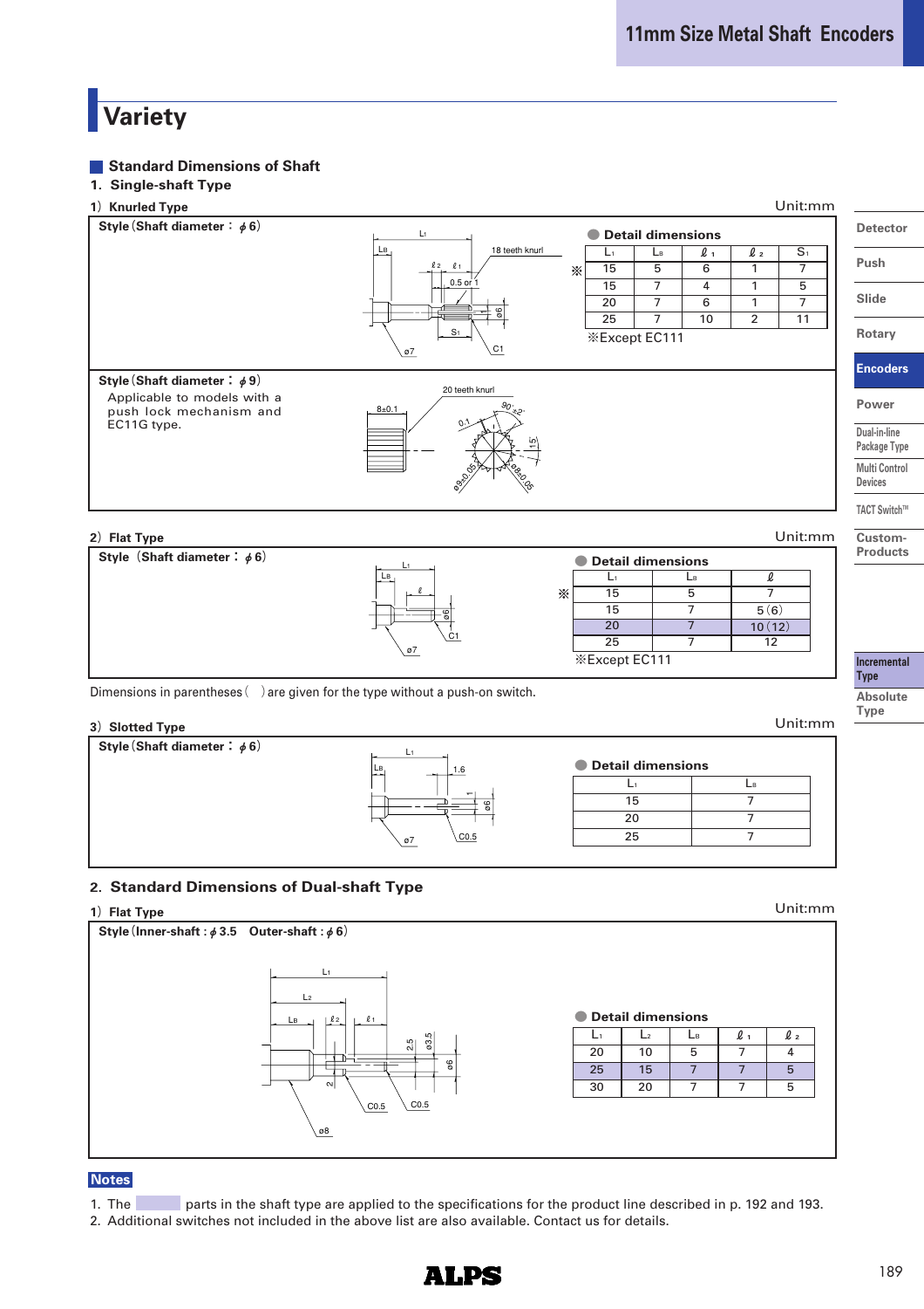# Variety

## Standard Dimensions of Shaft

### 1. Single-shaft Type

#### 1) Knurled Type

Unit:mm

**Style (Shaft diameter：ϕ6)**

● Detail dimensions

| | $L_1$ | $L_B$ | $\ell_1$ | $\ell_2$ | $S_1$ |
|---|---|---|---|---|---|
| ※ | 15 | 5 | 6 | 1 | 7 |
| | 15 | 7 | 4 | 1 | 5 |
| | 20 | 7 | 6 | 1 | 7 |
| | 25 | 7 | 10 | 2 | 11 |

※Except EC111

**Style (Shaft diameter：ϕ9)**

Applicable to models with a push lock mechanism and EC11G type.

#### 2) Flat Type

Unit:mm

**Style (Shaft diameter：ϕ6)**

● Detail dimensions

| | $L_1$ | $L_B$ | $\ell$ |
|---|---|---|---|
| ※ | 15 | 5 | 7 |
| | 15 | 7 | 5 (6) |
| | 20 | 7 | 10 (12) |
| | 25 | 7 | 12 |

※Except EC111

Dimensions in parentheses ( ) are given for the type without a push-on switch.

#### 3) Slotted Type

Unit:mm

**Style (Shaft diameter：ϕ6)**

● Detail dimensions

| $L_1$ | $L_B$ |
|---|---|
| 15 | 7 |
| 20 | 7 |
| 25 | 7 |

### 2. Standard Dimensions of Dual-shaft Type

#### 1) Flat Type

Unit:mm

**Style (Inner-shaft : ϕ3.5 Outer-shaft : ϕ6)**

● Detail dimensions

| $L_1$ | $L_2$ | $L_B$ | $\ell_1$ | $\ell_2$ |
|---|---|---|---|---|
| 20 | 10 | 5 | 7 | 4 |
| 25 | 15 | 7 | 7 | 5 |
| 30 | 20 | 7 | 7 | 5 |

**Notes**

1. The [shaded] parts in the shaft type are applied to the specifications for the product line described in p. 192 and 193.
2. Additional switches not included in the above list are also available. Contact us for details.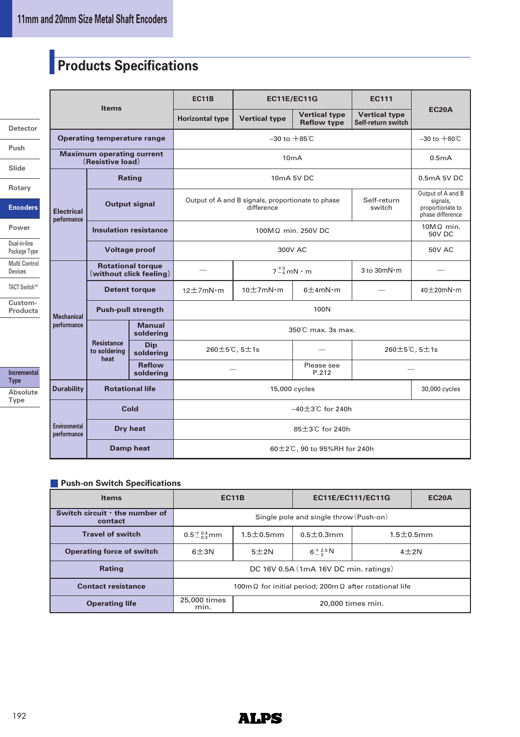## Products Specifications

| Items | | | EC11B | EC11E/EC11G | | EC111 | EC20A |
|---|---|---|---|---|---|---|---|
| | | | Horizontal type | Vertical type | Vertical type Reflow type | Vertical type Self-return switch | |
| Operating temperature range | | | −30 to +85℃ | | | | −30 to +80℃ |
| Maximum operating current (Resistive load) | | | 10mA | | | | 0.5mA |
| Electrical performance | Rating | | 10mA 5V DC | | | | 0.5mA 5V DC |
| | Output signal | | Output of A and B signals, proportionate to phase difference | | | Self-return switch | Output of A and B signals, proportionate to phase difference |
| | Insulation resistance | | 100MΩ min. 250V DC | | | | 10MΩ min. 50V DC |
| | Voltage proof | | 300V AC | | | | 50V AC |
| Mechanical performance | Rotational torque (without click feeling) | | — | $7^{+3}_{-4}$mN・m | | 3 to 30mN・m | — |
| | Detent torque | | 12±7mN・m | 10±7mN・m | 6±4mN・m | — | 40±20mN・m |
| | Push-pull strength | | 100N | | | | |
| | Resistance to soldering heat | Manual soldering | 350℃ max. 3s max. | | | | |
| | | Dip soldering | 260±5℃, 5±1s | | — | 260±5℃, 5±1s | |
| | | Reflow soldering | — | | Please see P.212 | — | |
| Durability | Rotational life | | 15,000 cycles | | | | 30,000 cycles |
| Environmental performance | Cold | | −40±3℃ for 240h | | | | |
| | Dry heat | | 85±3℃ for 240h | | | | |
| | Damp heat | | 60±2℃, 90 to 95%RH for 240h | | | | |

### Push-on Switch Specifications

| Items | EC11B | EC11E/EC111/EC11G | | EC20A |
|---|---|---|---|---|
| Switch circuit・the number of contact | Single pole and single throw (Push-on) | | | |
| Travel of switch | $0.5^{+0.4}_{-0.3}$mm | 1.5±0.5mm | 0.5±0.3mm | 1.5±0.5mm |
| Operating force of switch | 6±3N | 5±2N | $6^{+2.5}_{-2}$N | 4±2N |
| Rating | DC 16V 0.5A (1mA 16V DC min. ratings) | | | |
| Contact resistance | 100mΩ for initial period; 200mΩ after rotational life | | | |
| Operating life | 25,000 times min. | 20,000 times min. | | |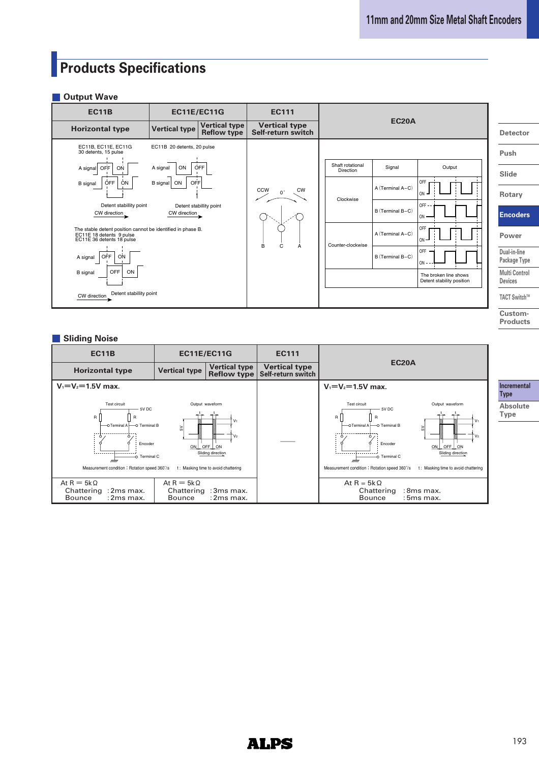# Products Specifications

## Output Wave

| EC11B | EC11E/EC11G | | EC111 | EC20A |
|---|---|---|---|---|
| Horizontal type | Vertical type | Vertical type Reflow type | Vertical type Self-return switch | |
| EC11B, EC11E, EC11G 30 detents, 15 pulse<br>A signal OFF ON<br>B signal OFF ON<br>Detent stabillity point<br>CW direction<br><br>EC11B 20 detents, 20 pulse<br>A signal ON OFF<br>B signal ON OFF<br>Detent stabillity point<br>CW direction<br><br>The stable detent position cannot be identified in phase B.<br>EC11E 18 detents 9 pulse<br>EC11E 36 detents 18 pulse<br>A signal OFF ON<br>B signal OFF ON<br>CW direction Detent stabillity point | | | CCW 0° CW<br>B C A | Shaft rotational Direction / Signal / Output<br>Clockwise: A (Terminal A–C), B (Terminal B–C)<br>Counter-clockwise: A (Terminal A–C), B (Terminal B–C)<br>The broken line shows Detent stability position |

## Sliding Noise

| EC11B | EC11E/EC11G | | EC111 | EC20A |
|---|---|---|---|---|
| Horizontal type | Vertical type | Vertical type Reflow type | Vertical type Self-return switch | |
| $V_1 = V_2 = 1.5$V max.<br>Test circuit: 5V DC, R, R, Terminal A, Terminal B, Encoder, Terminal C<br>Output waveform: $V_1$, $V_2$, 5V, ON OFF ON, Sliding direction<br>Measurement condition：Rotation speed 360°/s　t：Masking time to avoid chattering | | | — | $V_1 = V_2 = 1.5$V max.<br>Test circuit: 5V DC, R, R, Terminal A, Terminal B, Encoder, Terminal C<br>Output waveform: $V_1$, $V_2$, 5V, ON OFF ON, Sliding direction<br>Measurement condition：Rotation speed 360°/s　t：Masking time to avoid chattering |
| At R = 5kΩ<br>Chattering：2ms max.<br>Bounce：2ms max. | At R = 5kΩ<br>Chattering：3ms max.<br>Bounce：2ms max. | | | At R = 5kΩ<br>Chattering：8ms max.<br>Bounce：5ms max. |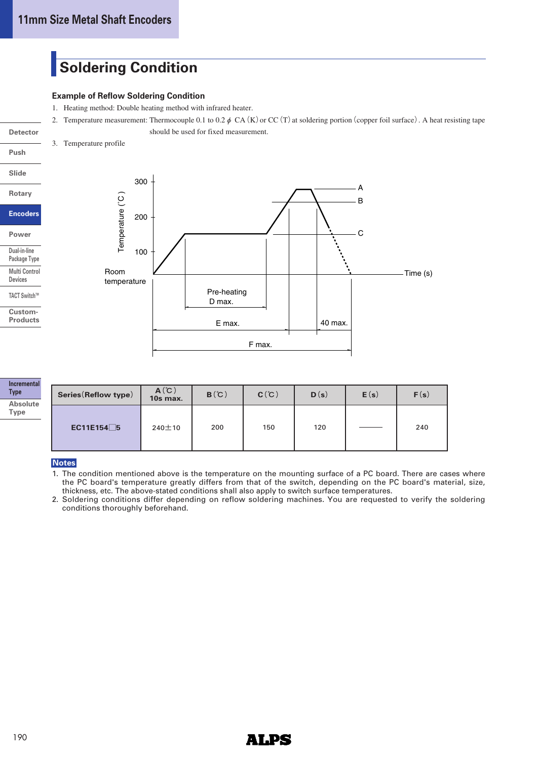## Soldering Condition

### Example of Reflow Soldering Condition

1. Heating method: Double heating method with infrared heater.
2. Temperature measurement: Thermocouple 0.1 to 0.2 ϕ CA (K) or CC (T) at soldering portion (copper foil surface). A heat resisting tape should be used for fixed measurement.
3. Temperature profile

Temperature (˚C)
300
200
100
Room temperature
Time (s)
A
B
C
Pre-heating D max.
E max.
40 max.
F max.

| Series(Reflow type) | A (℃) 10s max. | B (℃) | C (℃) | D (s) | E (s) | F (s) |
|---|---|---|---|---|---|---|
| EC11E154□5 | 240±10 | 200 | 150 | 120 | ——— | 240 |

**Notes**

1. The condition mentioned above is the temperature on the mounting surface of a PC board. There are cases where the PC board's temperature greatly differs from that of the switch, depending on the PC board's material, size, thickness, etc. The above-stated conditions shall also apply to switch surface temperatures.
2. Soldering conditions differ depending on reflow soldering machines. You are requested to verify the soldering conditions thoroughly beforehand.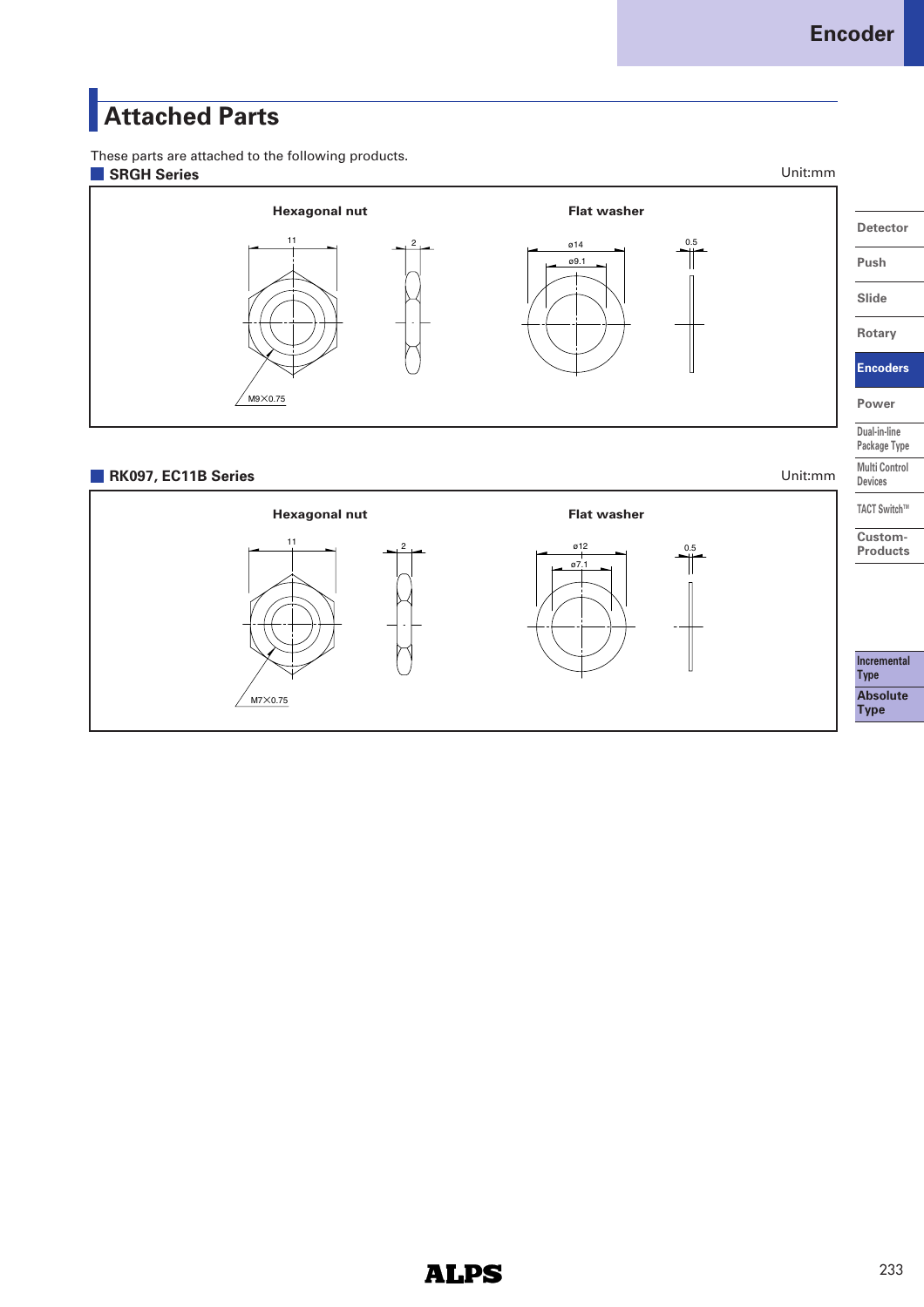# Attached Parts

These parts are attached to the following products.

## SRGH Series

Unit:mm

Hexagonal nut

11

2

M9×0.75

Flat washer

ø14

ø9.1

0.5

## RK097, EC11B Series

Unit:mm

Hexagonal nut

11

2

M7×0.75

Flat washer

ø12

ø7.1

0.5